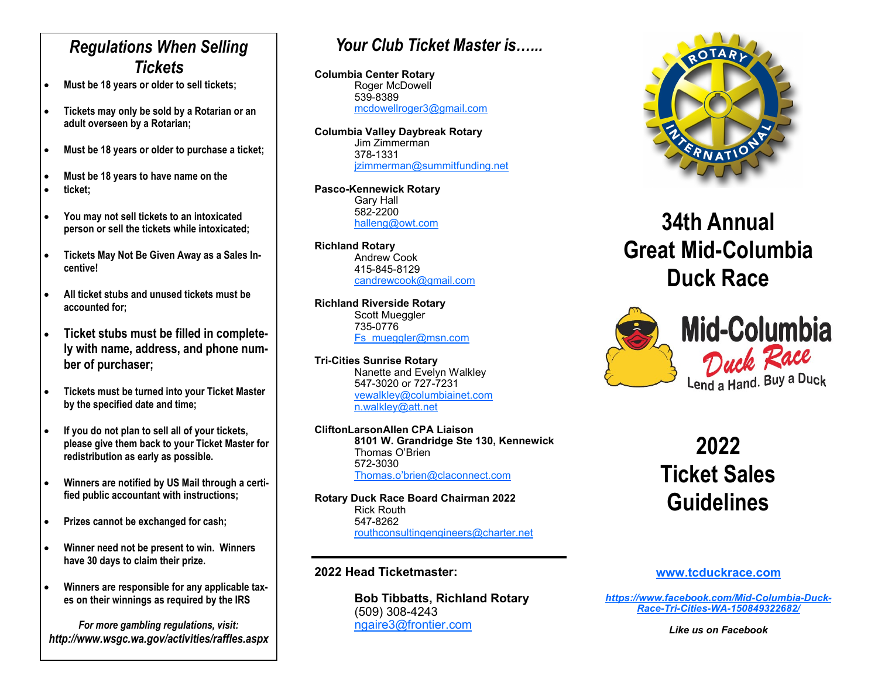## Regulations When Selling Tickets

- **Must be 18 years or older to sell tickets;**
- **Tickets may only be sold by a Rotarian or an adult overseen by a Rotarian;**
- **Must be 18 years or older to purchase a ticket;**
- **Must be 18 years to have name on the**
- **ticket;**
- **You may not sell tickets to an intoxicated person or sell the tickets while intoxicated;**
- **Tickets May Not Be Given Away as a Sales Incentive!**
- **All ticket stubs and unused tickets must be accounted for;**
- **Ticket stubs must be filled in completely with name, address, and phone number of purchaser;**
- **Tickets must be turned into your Ticket Master by the specified date and time;**
- **If you do not plan to sell all of your tickets, please give them back to your Ticket Master for redistribution as early as possible.**
- **Winners are notified by US Mail through a certified public accountant with instructions;**
- **Prizes cannot be exchanged for cash;**
- **Winner need not be present to win. Winners have 30 days to claim their prize.**
- **Winners are responsible for any applicable taxes on their winnings as required by the IRS**

***For more gambling regulations, visit: http://www.wsgc.wa.gov/activities/raffles.aspx***

## *Your Club Ticket Master is……*

**Columbia Center Rotary**
Roger McDowell
539-8389
mcdowellroger3@gmail.com

**Columbia Valley Daybreak Rotary**
Jim Zimmerman
378-1331
jzimmerman@summitfunding.net

**Pasco-Kennewick Rotary**
Gary Hall
582-2200
halleng@owt.com

**Richland Rotary**
Andrew Cook
415-845-8129
candrewcook@gmail.com

**Richland Riverside Rotary**
Scott Mueggler
735-0776
Fs_mueggler@msn.com

**Tri-Cities Sunrise Rotary**
Nanette and Evelyn Walkley
547-3020 or 727-7231
vewalkley@columbiainet.com
n.walkley@att.net

**CliftonLarsonAllen CPA Liaison**
**8101 W. Grandridge Ste 130, Kennewick**
Thomas O'Brien
572-3030
Thomas.o'brien@claconnect.com

**Rotary Duck Race Board Chairman 2022**
Rick Routh
547-8262
routhconsultingengineers@charter.net

**2022 Head Ticketmaster:**

**Bob Tibbatts, Richland Rotary**
(509) 308-4243
ngaire3@frontier.com

# 34th Annual Great Mid-Columbia Duck Race

Mid-Columbia Duck Race
Lend a Hand. Buy a Duck

# 2022 Ticket Sales Guidelines

**www.tcduckrace.com**

***https://www.facebook.com/Mid-Columbia-Duck-Race-Tri-Cities-WA-150849322682/***

***Like us on Facebook***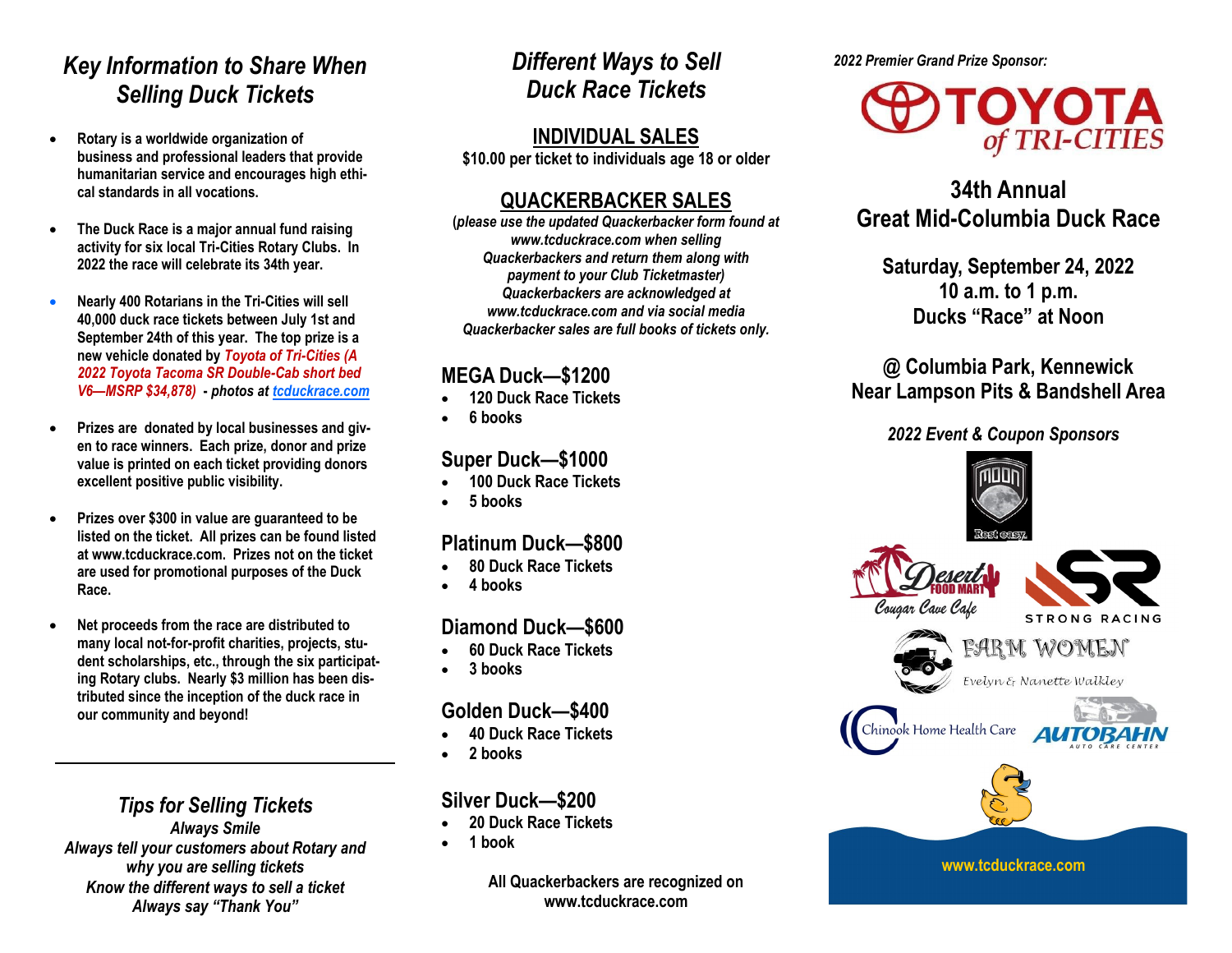## *Key Information to Share When Selling Duck Tickets*

- **Rotary is a worldwide organization of business and professional leaders that provide humanitarian service and encourages high ethical standards in all vocations.**
- **The Duck Race is a major annual fund raising activity for six local Tri-Cities Rotary Clubs. In 2022 the race will celebrate its 34th year.**
- **Nearly 400 Rotarians in the Tri-Cities will sell 40,000 duck race tickets between July 1st and September 24th of this year. The top prize is a new vehicle donated by *Toyota of Tri-Cities (A 2022 Toyota Tacoma SR Double-Cab short bed V6—MSRP $34,878)* - *photos at tcduckrace.com***
- **Prizes are donated by local businesses and given to race winners. Each prize, donor and prize value is printed on each ticket providing donors excellent positive public visibility.**
- **Prizes over $300 in value are guaranteed to be listed on the ticket. All prizes can be found listed at www.tcduckrace.com. Prizes not on the ticket are used for promotional purposes of the Duck Race.**
- **Net proceeds from the race are distributed to many local not-for-profit charities, projects, student scholarships, etc., through the six participating Rotary clubs. Nearly $3 million has been distributed since the inception of the duck race in our community and beyond!**

---

## *Tips for Selling Tickets*

***Always Smile***
***Always tell your customers about Rotary and why you are selling tickets***
***Know the different ways to sell a ticket***
***Always say "Thank You"***

## *Different Ways to Sell Duck Race Tickets*

### INDIVIDUAL SALES

**$10.00 per ticket to individuals age 18 or older**

### QUACKERBACKER SALES

**(*please use the updated Quackerbacker form found at www.tcduckrace.com when selling Quackerbackers and return them along with payment to your Club Ticketmaster)***
***Quackerbackers are acknowledged at www.tcduckrace.com and via social media***
***Quackerbacker sales are full books of tickets only.***

### MEGA Duck—$1200
- **120 Duck Race Tickets**
- **6 books**

### Super Duck—$1000
- **100 Duck Race Tickets**
- **5 books**

### Platinum Duck—$800
- **80 Duck Race Tickets**
- **4 books**

### Diamond Duck—$600
- **60 Duck Race Tickets**
- **3 books**

### Golden Duck—$400
- **40 Duck Race Tickets**
- **2 books**

### Silver Duck—$200
- **20 Duck Race Tickets**
- **1 book**

**All Quackerbackers are recognized on www.tcduckrace.com**

*2022 Premier Grand Prize Sponsor:*

TOYOTA of TRI-CITIES

## 34th Annual Great Mid-Columbia Duck Race

**Saturday, September 24, 2022**
**10 a.m. to 1 p.m.**
**Ducks "Race" at Noon**

**@ Columbia Park, Kennewick**
**Near Lampson Pits & Bandshell Area**

*2022 Event & Coupon Sponsors*

MOON Rest easy.

Desert Food Mart Cougar Cave Cafe

STRONG RACING

FARM WOMEN Evelyn & Nanette Walkley

Chinook Home Health Care

AUTOBAHN AUTO CARE CENTER

www.tcduckrace.com